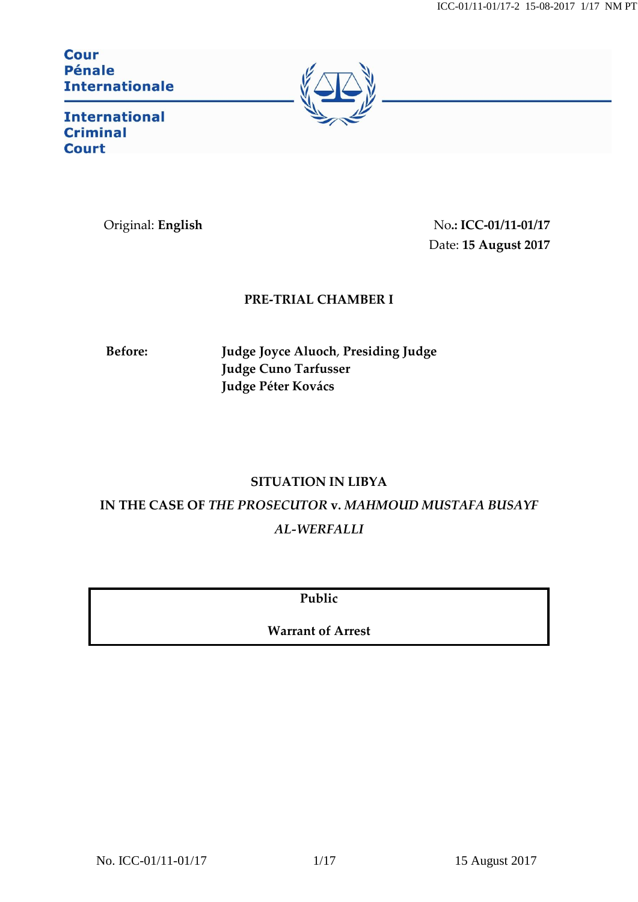Cour
Pénale
Internationale

International
Criminal
Court

Original: **English**

No.: **ICC-01/11-01/17**
Date: **15 August 2017**

**PRE-TRIAL CHAMBER I**

**Before:** **Judge Joyce Aluoch, Presiding Judge**
**Judge Cuno Tarfusser**
**Judge Péter Kovács**

**SITUATION IN LIBYA**

**IN THE CASE OF *THE PROSECUTOR* v. *MAHMOUD MUSTAFA BUSAYF AL-WERFALLI***

**Public**

**Warrant of Arrest**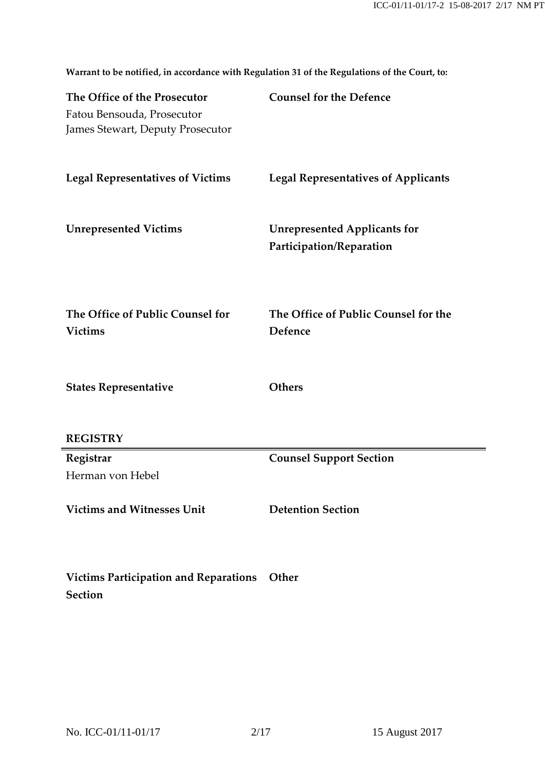**Warrant to be notified, in accordance with Regulation 31 of the Regulations of the Court, to:**

**The Office of the Prosecutor**
Fatou Bensouda, Prosecutor
James Stewart, Deputy Prosecutor

**Counsel for the Defence**

**Legal Representatives of Victims**

**Legal Representatives of Applicants**

**Unrepresented Victims**

**Unrepresented Applicants for Participation/Reparation**

**The Office of Public Counsel for Victims**

**The Office of Public Counsel for the Defence**

**States Representative**

**Others**

**REGISTRY**

---

**Registrar**
Herman von Hebel

**Counsel Support Section**

**Victims and Witnesses Unit**

**Detention Section**

**Victims Participation and Reparations Section**

**Other**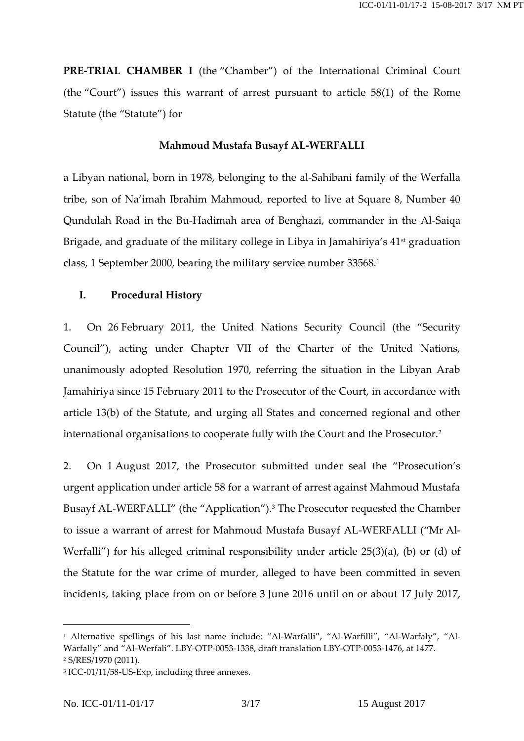**PRE-TRIAL CHAMBER I** (the "Chamber") of the International Criminal Court (the "Court") issues this warrant of arrest pursuant to article 58(1) of the Rome Statute (the "Statute") for

**Mahmoud Mustafa Busayf AL-WERFALLI**

a Libyan national, born in 1978, belonging to the al-Sahibani family of the Werfalla tribe, son of Na'imah Ibrahim Mahmoud, reported to live at Square 8, Number 40 Qundulah Road in the Bu-Hadimah area of Benghazi, commander in the Al-Saiqa Brigade, and graduate of the military college in Libya in Jamahiriya's 41st graduation class, 1 September 2000, bearing the military service number 33568.[1]

## I. Procedural History

1. On 26 February 2011, the United Nations Security Council (the "Security Council"), acting under Chapter VII of the Charter of the United Nations, unanimously adopted Resolution 1970, referring the situation in the Libyan Arab Jamahiriya since 15 February 2011 to the Prosecutor of the Court, in accordance with article 13(b) of the Statute, and urging all States and concerned regional and other international organisations to cooperate fully with the Court and the Prosecutor.[2]

2. On 1 August 2017, the Prosecutor submitted under seal the "Prosecution's urgent application under article 58 for a warrant of arrest against Mahmoud Mustafa Busayf AL-WERFALLI" (the "Application").[3] The Prosecutor requested the Chamber to issue a warrant of arrest for Mahmoud Mustafa Busayf AL-WERFALLI ("Mr Al-Werfalli") for his alleged criminal responsibility under article 25(3)(a), (b) or (d) of the Statute for the war crime of murder, alleged to have been committed in seven incidents, taking place from on or before 3 June 2016 until on or about 17 July 2017,

---

[1] Alternative spellings of his last name include: "Al-Warfalli", "Al-Warfilli", "Al-Warfaly", "Al-Warfally" and "Al-Werfali". LBY-OTP-0053-1338, draft translation LBY-OTP-0053-1476, at 1477.

[2] S/RES/1970 (2011).

[3] ICC-01/11/58-US-Exp, including three annexes.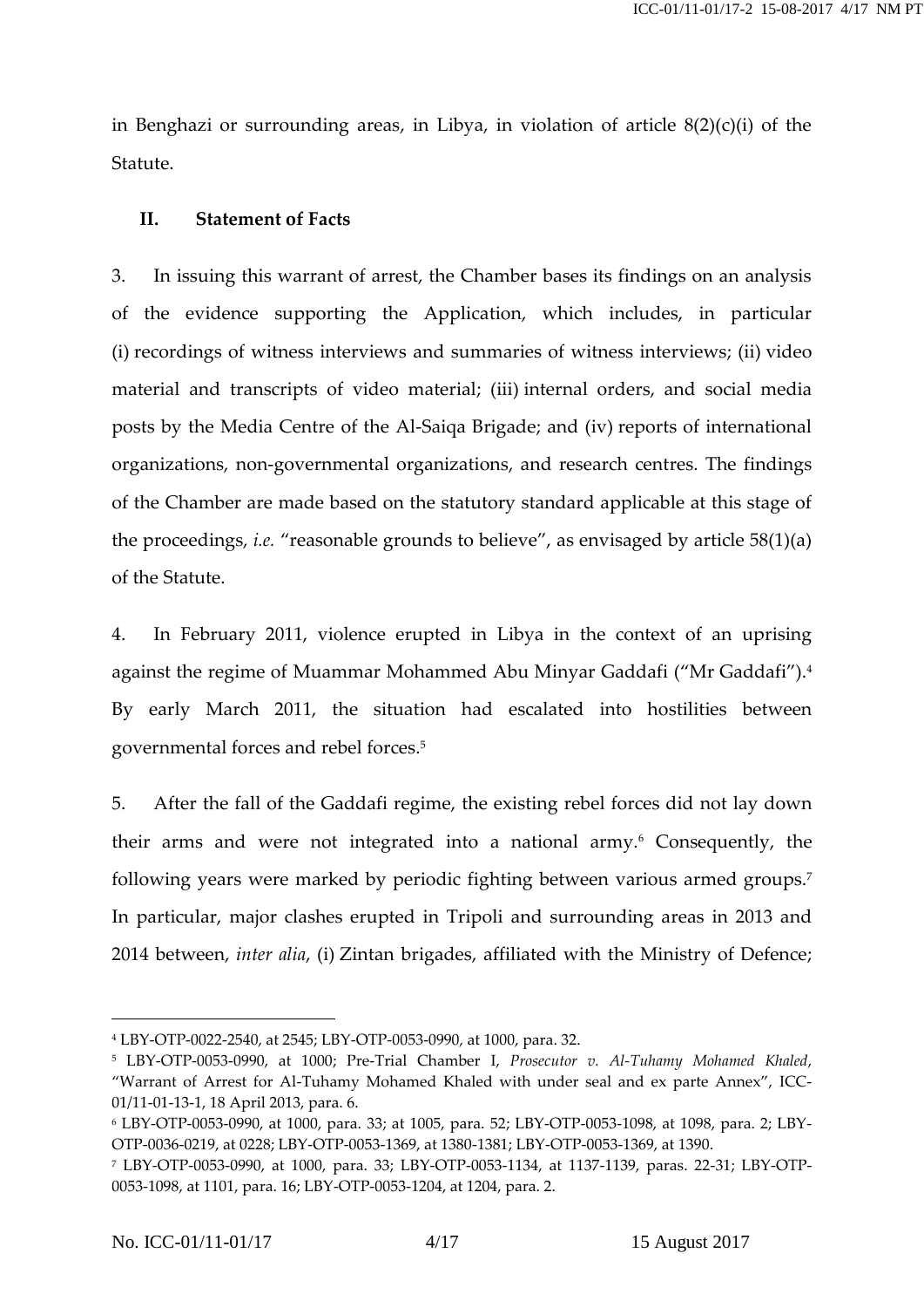in Benghazi or surrounding areas, in Libya, in violation of article 8(2)(c)(i) of the Statute.

## II. Statement of Facts

3. In issuing this warrant of arrest, the Chamber bases its findings on an analysis of the evidence supporting the Application, which includes, in particular (i) recordings of witness interviews and summaries of witness interviews; (ii) video material and transcripts of video material; (iii) internal orders, and social media posts by the Media Centre of the Al-Saiqa Brigade; and (iv) reports of international organizations, non-governmental organizations, and research centres. The findings of the Chamber are made based on the statutory standard applicable at this stage of the proceedings, *i.e.* "reasonable grounds to believe", as envisaged by article 58(1)(a) of the Statute.

4. In February 2011, violence erupted in Libya in the context of an uprising against the regime of Muammar Mohammed Abu Minyar Gaddafi ("Mr Gaddafi").[4] By early March 2011, the situation had escalated into hostilities between governmental forces and rebel forces.[5]

5. After the fall of the Gaddafi regime, the existing rebel forces did not lay down their arms and were not integrated into a national army.[6] Consequently, the following years were marked by periodic fighting between various armed groups.[7] In particular, major clashes erupted in Tripoli and surrounding areas in 2013 and 2014 between, *inter alia*, (i) Zintan brigades, affiliated with the Ministry of Defence;

---

[4] LBY-OTP-0022-2540, at 2545; LBY-OTP-0053-0990, at 1000, para. 32.

[5] LBY-OTP-0053-0990, at 1000; Pre-Trial Chamber I, *Prosecutor v. Al-Tuhamy Mohamed Khaled*, "Warrant of Arrest for Al-Tuhamy Mohamed Khaled with under seal and ex parte Annex", ICC-01/11-01-13-1, 18 April 2013, para. 6.

[6] LBY-OTP-0053-0990, at 1000, para. 33; at 1005, para. 52; LBY-OTP-0053-1098, at 1098, para. 2; LBY-OTP-0036-0219, at 0228; LBY-OTP-0053-1369, at 1380-1381; LBY-OTP-0053-1369, at 1390.

[7] LBY-OTP-0053-0990, at 1000, para. 33; LBY-OTP-0053-1134, at 1137-1139, paras. 22-31; LBY-OTP-0053-1098, at 1101, para. 16; LBY-OTP-0053-1204, at 1204, para. 2.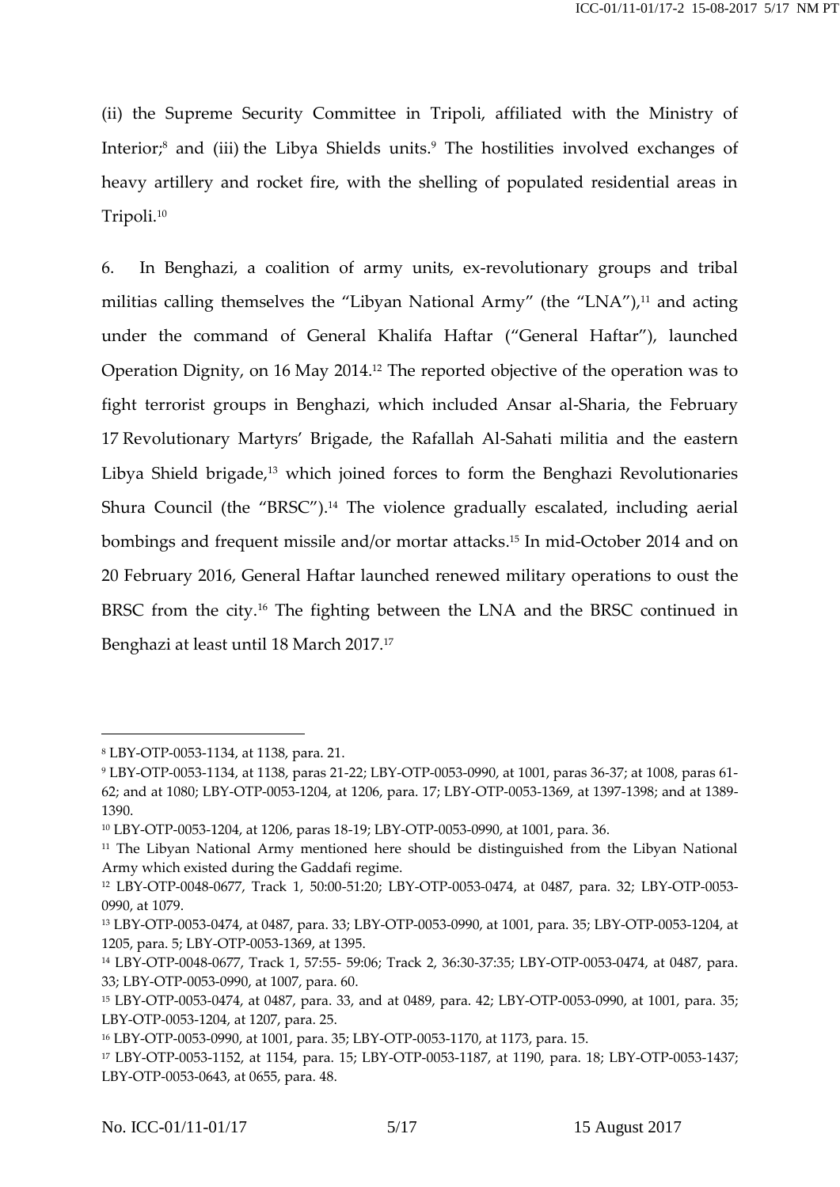(ii) the Supreme Security Committee in Tripoli, affiliated with the Ministry of Interior;[8] and (iii) the Libya Shields units.[9] The hostilities involved exchanges of heavy artillery and rocket fire, with the shelling of populated residential areas in Tripoli.[10]

6. In Benghazi, a coalition of army units, ex-revolutionary groups and tribal militias calling themselves the "Libyan National Army" (the "LNA"),[11] and acting under the command of General Khalifa Haftar ("General Haftar"), launched Operation Dignity, on 16 May 2014.[12] The reported objective of the operation was to fight terrorist groups in Benghazi, which included Ansar al-Sharia, the February 17 Revolutionary Martyrs' Brigade, the Rafallah Al-Sahati militia and the eastern Libya Shield brigade,[13] which joined forces to form the Benghazi Revolutionaries Shura Council (the "BRSC").[14] The violence gradually escalated, including aerial bombings and frequent missile and/or mortar attacks.[15] In mid-October 2014 and on 20 February 2016, General Haftar launched renewed military operations to oust the BRSC from the city.[16] The fighting between the LNA and the BRSC continued in Benghazi at least until 18 March 2017.[17]

---

[8] LBY-OTP-0053-1134, at 1138, para. 21.

[9] LBY-OTP-0053-1134, at 1138, paras 21-22; LBY-OTP-0053-0990, at 1001, paras 36-37; at 1008, paras 61-62; and at 1080; LBY-OTP-0053-1204, at 1206, para. 17; LBY-OTP-0053-1369, at 1397-1398; and at 1389-1390.

[10] LBY-OTP-0053-1204, at 1206, paras 18-19; LBY-OTP-0053-0990, at 1001, para. 36.

[11] The Libyan National Army mentioned here should be distinguished from the Libyan National Army which existed during the Gaddafi regime.

[12] LBY-OTP-0048-0677, Track 1, 50:00-51:20; LBY-OTP-0053-0474, at 0487, para. 32; LBY-OTP-0053-0990, at 1079.

[13] LBY-OTP-0053-0474, at 0487, para. 33; LBY-OTP-0053-0990, at 1001, para. 35; LBY-OTP-0053-1204, at 1205, para. 5; LBY-OTP-0053-1369, at 1395.

[14] LBY-OTP-0048-0677, Track 1, 57:55- 59:06; Track 2, 36:30-37:35; LBY-OTP-0053-0474, at 0487, para. 33; LBY-OTP-0053-0990, at 1007, para. 60.

[15] LBY-OTP-0053-0474, at 0487, para. 33, and at 0489, para. 42; LBY-OTP-0053-0990, at 1001, para. 35; LBY-OTP-0053-1204, at 1207, para. 25.

[16] LBY-OTP-0053-0990, at 1001, para. 35; LBY-OTP-0053-1170, at 1173, para. 15.

[17] LBY-OTP-0053-1152, at 1154, para. 15; LBY-OTP-0053-1187, at 1190, para. 18; LBY-OTP-0053-1437; LBY-OTP-0053-0643, at 0655, para. 48.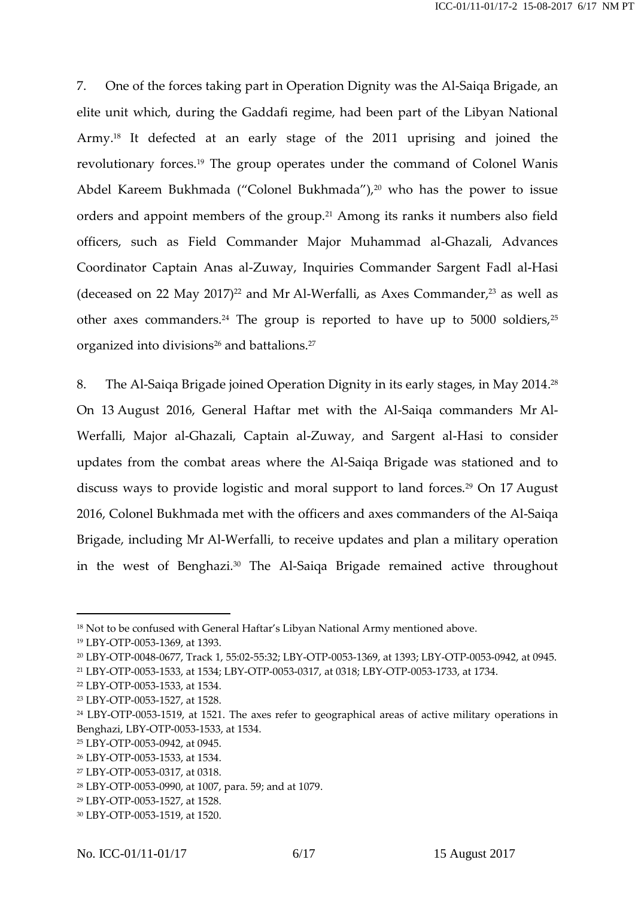7. One of the forces taking part in Operation Dignity was the Al-Saiqa Brigade, an elite unit which, during the Gaddafi regime, had been part of the Libyan National Army.[18] It defected at an early stage of the 2011 uprising and joined the revolutionary forces.[19] The group operates under the command of Colonel Wanis Abdel Kareem Bukhmada ("Colonel Bukhmada"),[20] who has the power to issue orders and appoint members of the group.[21] Among its ranks it numbers also field officers, such as Field Commander Major Muhammad al-Ghazali, Advances Coordinator Captain Anas al-Zuway, Inquiries Commander Sargent Fadl al-Hasi (deceased on 22 May 2017)[22] and Mr Al-Werfalli, as Axes Commander,[23] as well as other axes commanders.[24] The group is reported to have up to 5000 soldiers,[25] organized into divisions[26] and battalions.[27]

8. The Al-Saiqa Brigade joined Operation Dignity in its early stages, in May 2014.[28] On 13 August 2016, General Haftar met with the Al-Saiqa commanders Mr Al-Werfalli, Major al-Ghazali, Captain al-Zuway, and Sargent al-Hasi to consider updates from the combat areas where the Al-Saiqa Brigade was stationed and to discuss ways to provide logistic and moral support to land forces.[29] On 17 August 2016, Colonel Bukhmada met with the officers and axes commanders of the Al-Saiqa Brigade, including Mr Al-Werfalli, to receive updates and plan a military operation in the west of Benghazi.[30] The Al-Saiqa Brigade remained active throughout

---

[18] Not to be confused with General Haftar's Libyan National Army mentioned above.

[19] LBY-OTP-0053-1369, at 1393.

[20] LBY-OTP-0048-0677, Track 1, 55:02-55:32; LBY-OTP-0053-1369, at 1393; LBY-OTP-0053-0942, at 0945.

[21] LBY-OTP-0053-1533, at 1534; LBY-OTP-0053-0317, at 0318; LBY-OTP-0053-1733, at 1734.

[22] LBY-OTP-0053-1533, at 1534.

[23] LBY-OTP-0053-1527, at 1528.

[24] LBY-OTP-0053-1519, at 1521. The axes refer to geographical areas of active military operations in Benghazi, LBY-OTP-0053-1533, at 1534.

[25] LBY-OTP-0053-0942, at 0945.

[26] LBY-OTP-0053-1533, at 1534.

[27] LBY-OTP-0053-0317, at 0318.

[28] LBY-OTP-0053-0990, at 1007, para. 59; and at 1079.

[29] LBY-OTP-0053-1527, at 1528.

[30] LBY-OTP-0053-1519, at 1520.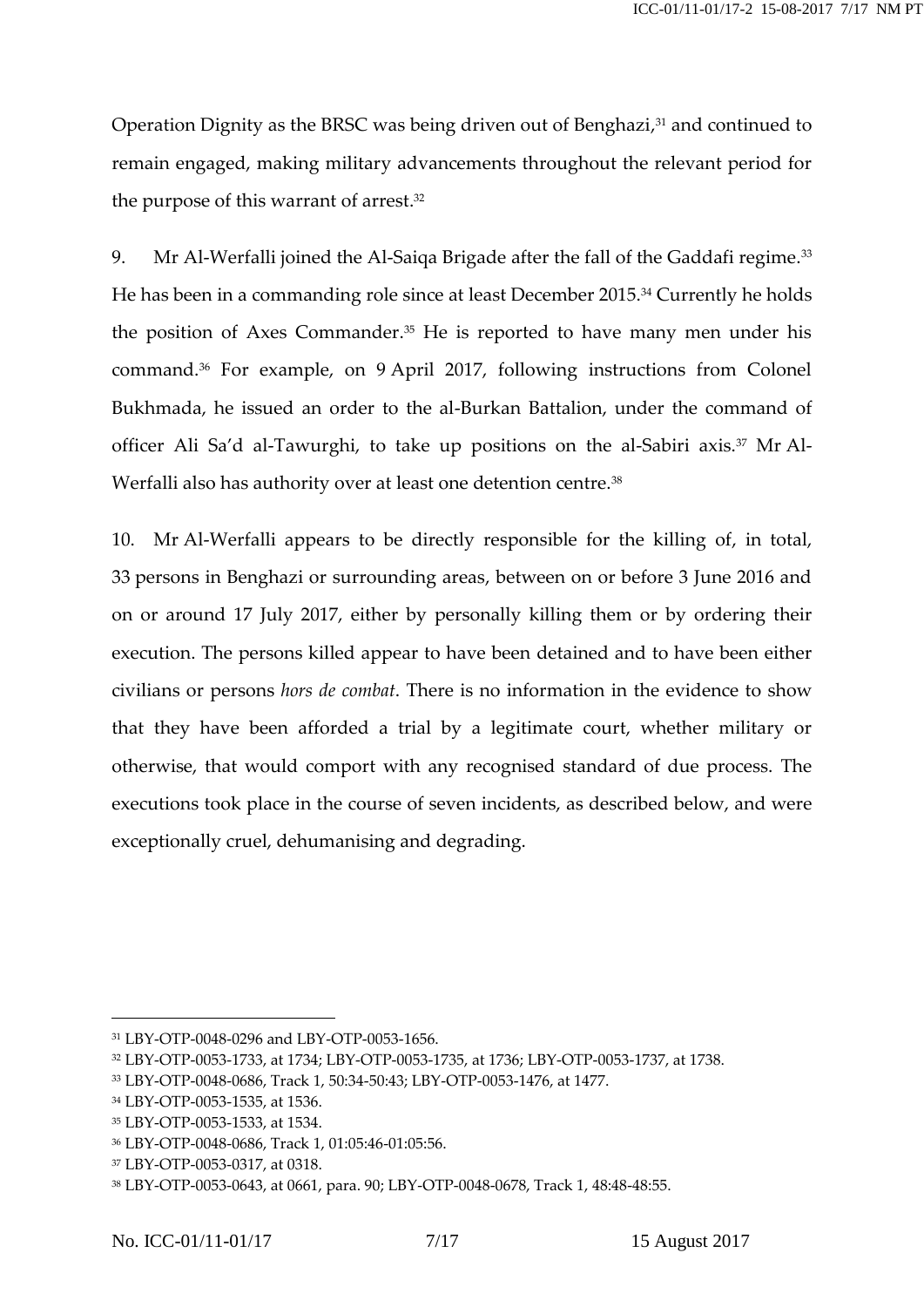Operation Dignity as the BRSC was being driven out of Benghazi,[31] and continued to remain engaged, making military advancements throughout the relevant period for the purpose of this warrant of arrest.[32]

9. Mr Al-Werfalli joined the Al-Saiqa Brigade after the fall of the Gaddafi regime.[33] He has been in a commanding role since at least December 2015.[34] Currently he holds the position of Axes Commander.[35] He is reported to have many men under his command.[36] For example, on 9 April 2017, following instructions from Colonel Bukhmada, he issued an order to the al-Burkan Battalion, under the command of officer Ali Sa'd al-Tawurghi, to take up positions on the al-Sabiri axis.[37] Mr Al-Werfalli also has authority over at least one detention centre.[38]

10. Mr Al-Werfalli appears to be directly responsible for the killing of, in total, 33 persons in Benghazi or surrounding areas, between on or before 3 June 2016 and on or around 17 July 2017, either by personally killing them or by ordering their execution. The persons killed appear to have been detained and to have been either civilians or persons *hors de combat*. There is no information in the evidence to show that they have been afforded a trial by a legitimate court, whether military or otherwise, that would comport with any recognised standard of due process. The executions took place in the course of seven incidents, as described below, and were exceptionally cruel, dehumanising and degrading.

---

[31] LBY-OTP-0048-0296 and LBY-OTP-0053-1656.

[32] LBY-OTP-0053-1733, at 1734; LBY-OTP-0053-1735, at 1736; LBY-OTP-0053-1737, at 1738.

[33] LBY-OTP-0048-0686, Track 1, 50:34-50:43; LBY-OTP-0053-1476, at 1477.

[34] LBY-OTP-0053-1535, at 1536.

[35] LBY-OTP-0053-1533, at 1534.

[36] LBY-OTP-0048-0686, Track 1, 01:05:46-01:05:56.

[37] LBY-OTP-0053-0317, at 0318.

[38] LBY-OTP-0053-0643, at 0661, para. 90; LBY-OTP-0048-0678, Track 1, 48:48-48:55.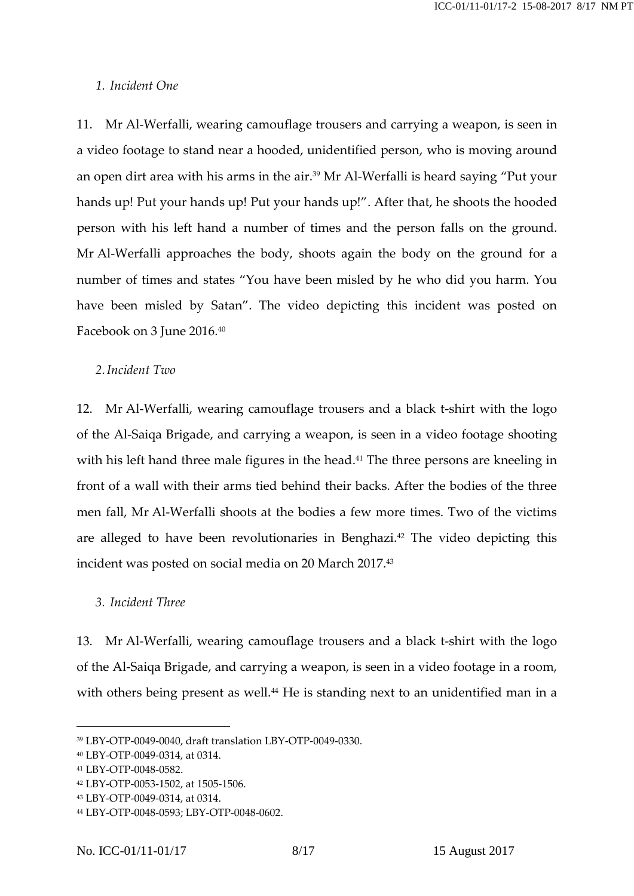### *1. Incident One*

11. Mr Al-Werfalli, wearing camouflage trousers and carrying a weapon, is seen in a video footage to stand near a hooded, unidentified person, who is moving around an open dirt area with his arms in the air.[39] Mr Al-Werfalli is heard saying "Put your hands up! Put your hands up! Put your hands up!". After that, he shoots the hooded person with his left hand a number of times and the person falls on the ground. Mr Al-Werfalli approaches the body, shoots again the body on the ground for a number of times and states "You have been misled by he who did you harm. You have been misled by Satan". The video depicting this incident was posted on Facebook on 3 June 2016.[40]

### *2. Incident Two*

12. Mr Al-Werfalli, wearing camouflage trousers and a black t-shirt with the logo of the Al-Saiqa Brigade, and carrying a weapon, is seen in a video footage shooting with his left hand three male figures in the head.[41] The three persons are kneeling in front of a wall with their arms tied behind their backs. After the bodies of the three men fall, Mr Al-Werfalli shoots at the bodies a few more times. Two of the victims are alleged to have been revolutionaries in Benghazi.[42] The video depicting this incident was posted on social media on 20 March 2017.[43]

### *3. Incident Three*

13. Mr Al-Werfalli, wearing camouflage trousers and a black t-shirt with the logo of the Al-Saiqa Brigade, and carrying a weapon, is seen in a video footage in a room, with others being present as well.[44] He is standing next to an unidentified man in a

---

[39] LBY-OTP-0049-0040, draft translation LBY-OTP-0049-0330.

[40] LBY-OTP-0049-0314, at 0314.

[41] LBY-OTP-0048-0582.

[42] LBY-OTP-0053-1502, at 1505-1506.

[43] LBY-OTP-0049-0314, at 0314.

[44] LBY-OTP-0048-0593; LBY-OTP-0048-0602.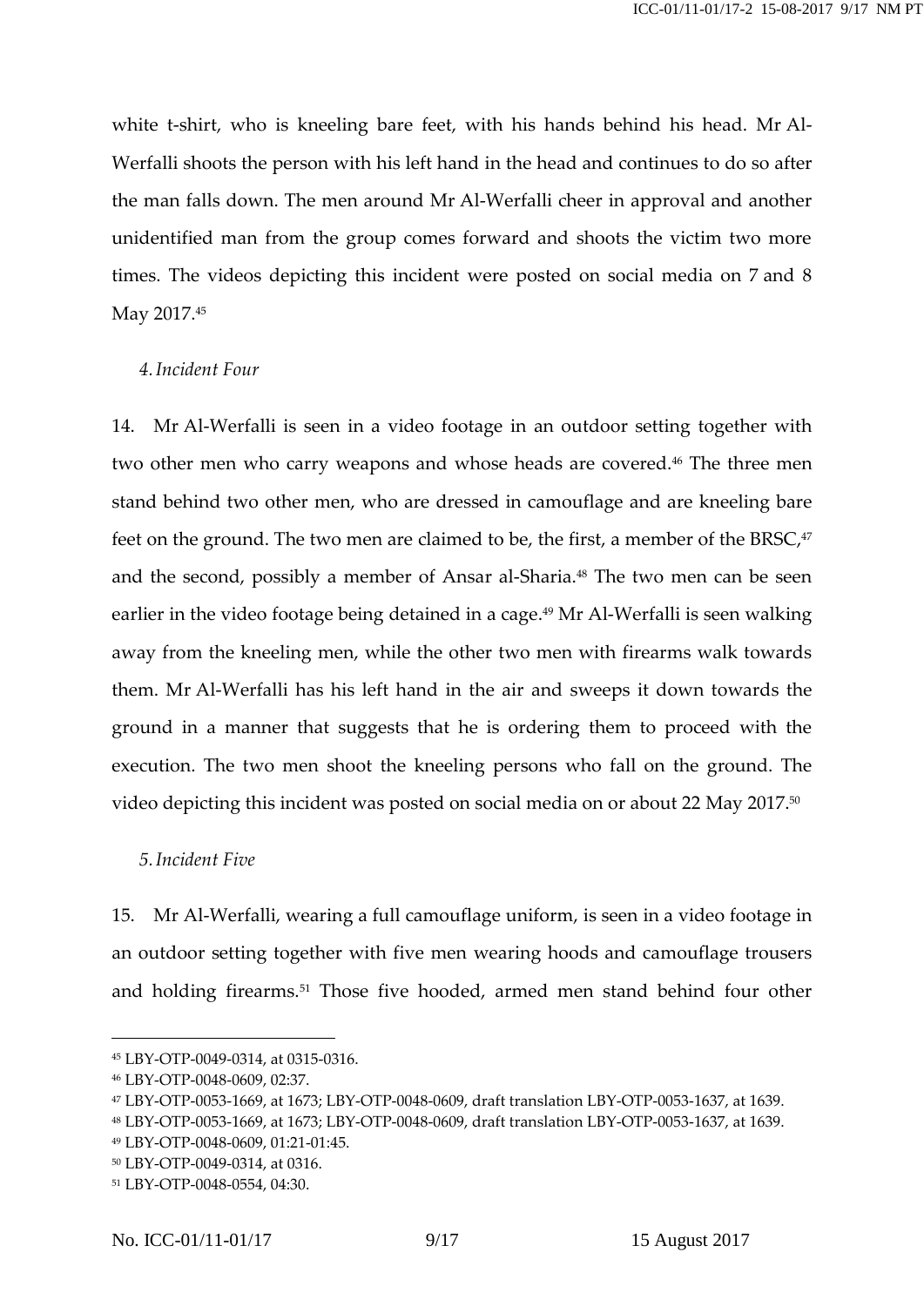white t-shirt, who is kneeling bare feet, with his hands behind his head. Mr Al-Werfalli shoots the person with his left hand in the head and continues to do so after the man falls down. The men around Mr Al-Werfalli cheer in approval and another unidentified man from the group comes forward and shoots the victim two more times. The videos depicting this incident were posted on social media on 7 and 8 May 2017.[45]

*4. Incident Four*

14. Mr Al-Werfalli is seen in a video footage in an outdoor setting together with two other men who carry weapons and whose heads are covered.[46] The three men stand behind two other men, who are dressed in camouflage and are kneeling bare feet on the ground. The two men are claimed to be, the first, a member of the BRSC,[47] and the second, possibly a member of Ansar al-Sharia.[48] The two men can be seen earlier in the video footage being detained in a cage.[49] Mr Al-Werfalli is seen walking away from the kneeling men, while the other two men with firearms walk towards them. Mr Al-Werfalli has his left hand in the air and sweeps it down towards the ground in a manner that suggests that he is ordering them to proceed with the execution. The two men shoot the kneeling persons who fall on the ground. The video depicting this incident was posted on social media on or about 22 May 2017.[50]

*5. Incident Five*

15. Mr Al-Werfalli, wearing a full camouflage uniform, is seen in a video footage in an outdoor setting together with five men wearing hoods and camouflage trousers and holding firearms.[51] Those five hooded, armed men stand behind four other

---

[45] LBY-OTP-0049-0314, at 0315-0316.
[46] LBY-OTP-0048-0609, 02:37.
[47] LBY-OTP-0053-1669, at 1673; LBY-OTP-0048-0609, draft translation LBY-OTP-0053-1637, at 1639.
[48] LBY-OTP-0053-1669, at 1673; LBY-OTP-0048-0609, draft translation LBY-OTP-0053-1637, at 1639.
[49] LBY-OTP-0048-0609, 01:21-01:45.
[50] LBY-OTP-0049-0314, at 0316.
[51] LBY-OTP-0048-0554, 04:30.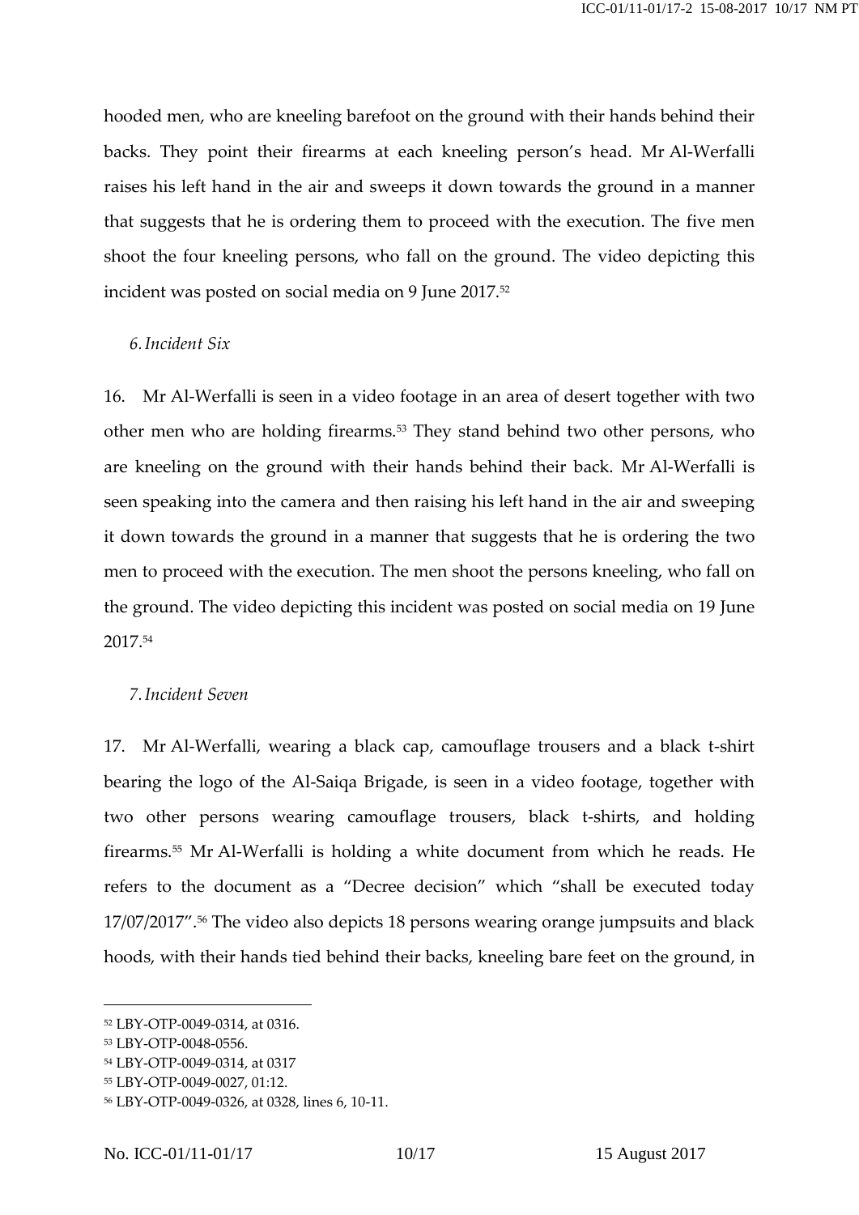hooded men, who are kneeling barefoot on the ground with their hands behind their backs. They point their firearms at each kneeling person's head. Mr Al-Werfalli raises his left hand in the air and sweeps it down towards the ground in a manner that suggests that he is ordering them to proceed with the execution. The five men shoot the four kneeling persons, who fall on the ground. The video depicting this incident was posted on social media on 9 June 2017.[52]

*6. Incident Six*

16. Mr Al-Werfalli is seen in a video footage in an area of desert together with two other men who are holding firearms.[53] They stand behind two other persons, who are kneeling on the ground with their hands behind their back. Mr Al-Werfalli is seen speaking into the camera and then raising his left hand in the air and sweeping it down towards the ground in a manner that suggests that he is ordering the two men to proceed with the execution. The men shoot the persons kneeling, who fall on the ground. The video depicting this incident was posted on social media on 19 June 2017.[54]

*7. Incident Seven*

17. Mr Al-Werfalli, wearing a black cap, camouflage trousers and a black t-shirt bearing the logo of the Al-Saiqa Brigade, is seen in a video footage, together with two other persons wearing camouflage trousers, black t-shirts, and holding firearms.[55] Mr Al-Werfalli is holding a white document from which he reads. He refers to the document as a "Decree decision" which "shall be executed today 17/07/2017".[56] The video also depicts 18 persons wearing orange jumpsuits and black hoods, with their hands tied behind their backs, kneeling bare feet on the ground, in

---

[52] LBY-OTP-0049-0314, at 0316.

[53] LBY-OTP-0048-0556.

[54] LBY-OTP-0049-0314, at 0317

[55] LBY-OTP-0049-0027, 01:12.

[56] LBY-OTP-0049-0326, at 0328, lines 6, 10-11.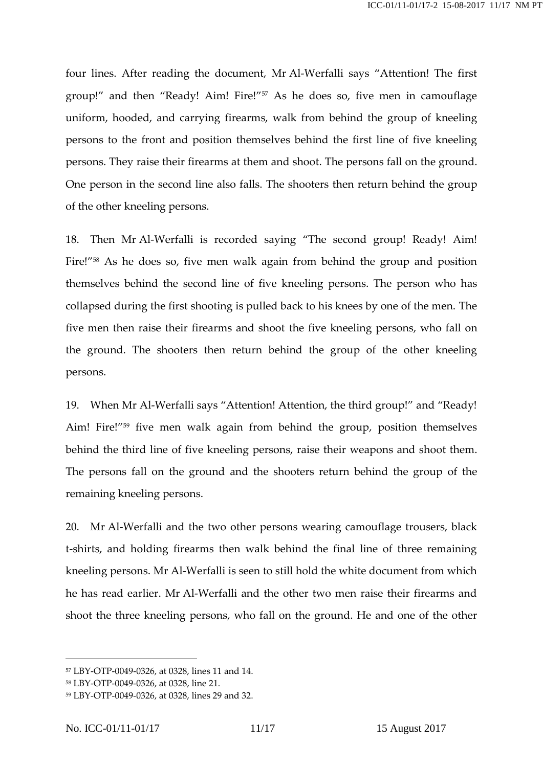four lines. After reading the document, Mr Al-Werfalli says "Attention! The first group!" and then "Ready! Aim! Fire!"[57] As he does so, five men in camouflage uniform, hooded, and carrying firearms, walk from behind the group of kneeling persons to the front and position themselves behind the first line of five kneeling persons. They raise their firearms at them and shoot. The persons fall on the ground. One person in the second line also falls. The shooters then return behind the group of the other kneeling persons.

18. Then Mr Al-Werfalli is recorded saying "The second group! Ready! Aim! Fire!"[58] As he does so, five men walk again from behind the group and position themselves behind the second line of five kneeling persons. The person who has collapsed during the first shooting is pulled back to his knees by one of the men. The five men then raise their firearms and shoot the five kneeling persons, who fall on the ground. The shooters then return behind the group of the other kneeling persons.

19. When Mr Al-Werfalli says "Attention! Attention, the third group!" and "Ready! Aim! Fire!"[59] five men walk again from behind the group, position themselves behind the third line of five kneeling persons, raise their weapons and shoot them. The persons fall on the ground and the shooters return behind the group of the remaining kneeling persons.

20. Mr Al-Werfalli and the two other persons wearing camouflage trousers, black t-shirts, and holding firearms then walk behind the final line of three remaining kneeling persons. Mr Al-Werfalli is seen to still hold the white document from which he has read earlier. Mr Al-Werfalli and the other two men raise their firearms and shoot the three kneeling persons, who fall on the ground. He and one of the other

---

[57] LBY-OTP-0049-0326, at 0328, lines 11 and 14.

[58] LBY-OTP-0049-0326, at 0328, line 21.

[59] LBY-OTP-0049-0326, at 0328, lines 29 and 32.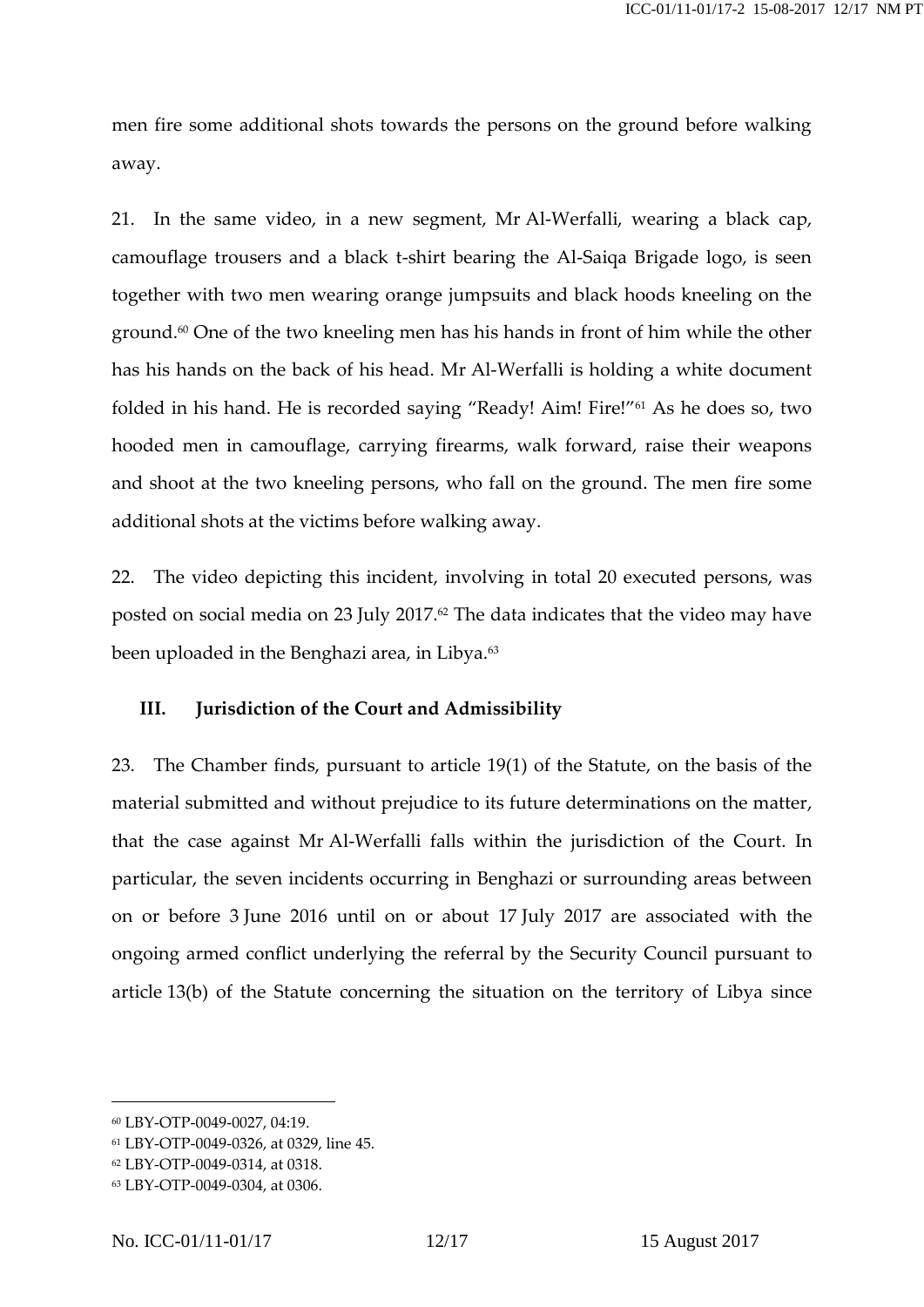men fire some additional shots towards the persons on the ground before walking away.

21. In the same video, in a new segment, Mr Al-Werfalli, wearing a black cap, camouflage trousers and a black t-shirt bearing the Al-Saiqa Brigade logo, is seen together with two men wearing orange jumpsuits and black hoods kneeling on the ground.[60] One of the two kneeling men has his hands in front of him while the other has his hands on the back of his head. Mr Al-Werfalli is holding a white document folded in his hand. He is recorded saying "Ready! Aim! Fire!"[61] As he does so, two hooded men in camouflage, carrying firearms, walk forward, raise their weapons and shoot at the two kneeling persons, who fall on the ground. The men fire some additional shots at the victims before walking away.

22. The video depicting this incident, involving in total 20 executed persons, was posted on social media on 23 July 2017.[62] The data indicates that the video may have been uploaded in the Benghazi area, in Libya.[63]

## III. Jurisdiction of the Court and Admissibility

23. The Chamber finds, pursuant to article 19(1) of the Statute, on the basis of the material submitted and without prejudice to its future determinations on the matter, that the case against Mr Al-Werfalli falls within the jurisdiction of the Court. In particular, the seven incidents occurring in Benghazi or surrounding areas between on or before 3 June 2016 until on or about 17 July 2017 are associated with the ongoing armed conflict underlying the referral by the Security Council pursuant to article 13(b) of the Statute concerning the situation on the territory of Libya since

---

[60] LBY-OTP-0049-0027, 04:19.

[61] LBY-OTP-0049-0326, at 0329, line 45.

[62] LBY-OTP-0049-0314, at 0318.

[63] LBY-OTP-0049-0304, at 0306.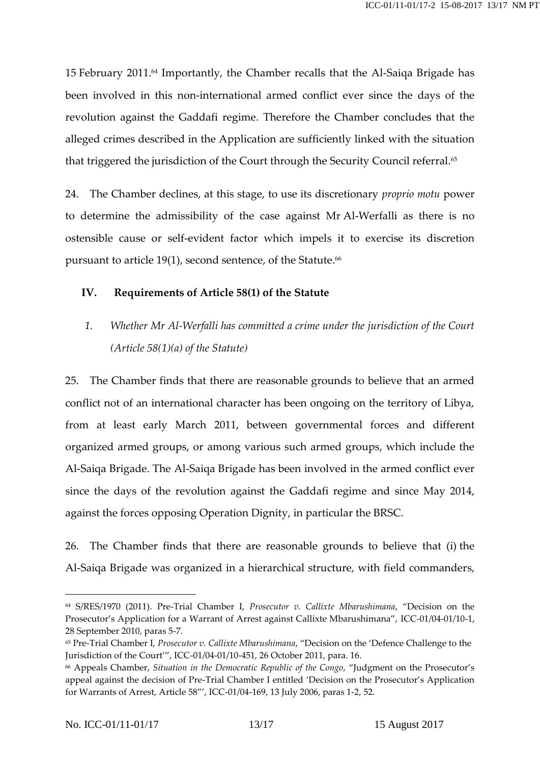15 February 2011.[64] Importantly, the Chamber recalls that the Al-Saiqa Brigade has been involved in this non-international armed conflict ever since the days of the revolution against the Gaddafi regime. Therefore the Chamber concludes that the alleged crimes described in the Application are sufficiently linked with the situation that triggered the jurisdiction of the Court through the Security Council referral.[65]

24. The Chamber declines, at this stage, to use its discretionary *proprio motu* power to determine the admissibility of the case against Mr Al-Werfalli as there is no ostensible cause or self-evident factor which impels it to exercise its discretion pursuant to article 19(1), second sentence, of the Statute.[66]

## IV. Requirements of Article 58(1) of the Statute

### 1. *Whether Mr Al-Werfalli has committed a crime under the jurisdiction of the Court (Article 58(1)(a) of the Statute)*

25. The Chamber finds that there are reasonable grounds to believe that an armed conflict not of an international character has been ongoing on the territory of Libya, from at least early March 2011, between governmental forces and different organized armed groups, or among various such armed groups, which include the Al-Saiqa Brigade. The Al-Saiqa Brigade has been involved in the armed conflict ever since the days of the revolution against the Gaddafi regime and since May 2014, against the forces opposing Operation Dignity, in particular the BRSC.

26. The Chamber finds that there are reasonable grounds to believe that (i) the Al-Saiqa Brigade was organized in a hierarchical structure, with field commanders,

---

[64] S/RES/1970 (2011). Pre-Trial Chamber I, *Prosecutor v. Callixte Mbarushimana*, "Decision on the Prosecutor's Application for a Warrant of Arrest against Callixte Mbarushimana", ICC-01/04-01/10-1, 28 September 2010, paras 5-7.

[65] Pre-Trial Chamber I, *Prosecutor v. Callixte Mbarushimana*, "Decision on the 'Defence Challenge to the Jurisdiction of the Court'", ICC-01/04-01/10-451, 26 October 2011, para. 16.

[66] Appeals Chamber, *Situation in the Democratic Republic of the Congo*, "Judgment on the Prosecutor's appeal against the decision of Pre-Trial Chamber I entitled 'Decision on the Prosecutor's Application for Warrants of Arrest, Article 58"', ICC-01/04-169, 13 July 2006, paras 1-2, 52.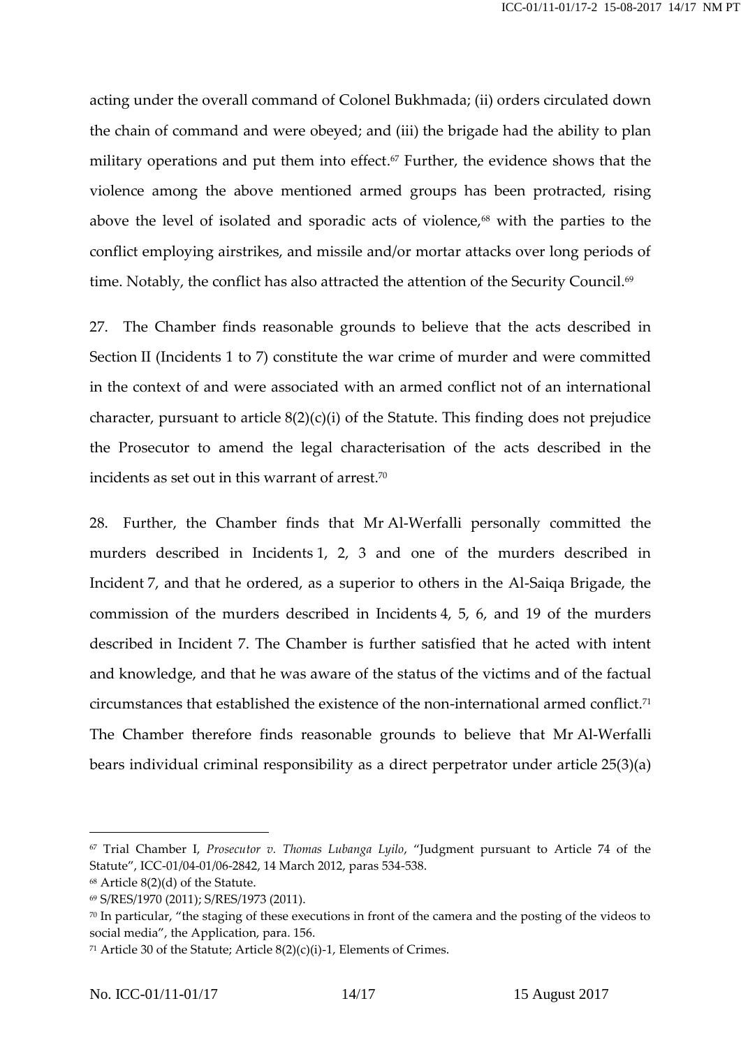acting under the overall command of Colonel Bukhmada; (ii) orders circulated down the chain of command and were obeyed; and (iii) the brigade had the ability to plan military operations and put them into effect.[67] Further, the evidence shows that the violence among the above mentioned armed groups has been protracted, rising above the level of isolated and sporadic acts of violence,[68] with the parties to the conflict employing airstrikes, and missile and/or mortar attacks over long periods of time. Notably, the conflict has also attracted the attention of the Security Council.[69]

27. The Chamber finds reasonable grounds to believe that the acts described in Section II (Incidents 1 to 7) constitute the war crime of murder and were committed in the context of and were associated with an armed conflict not of an international character, pursuant to article 8(2)(c)(i) of the Statute. This finding does not prejudice the Prosecutor to amend the legal characterisation of the acts described in the incidents as set out in this warrant of arrest.[70]

28. Further, the Chamber finds that Mr Al-Werfalli personally committed the murders described in Incidents 1, 2, 3 and one of the murders described in Incident 7, and that he ordered, as a superior to others in the Al-Saiqa Brigade, the commission of the murders described in Incidents 4, 5, 6, and 19 of the murders described in Incident 7. The Chamber is further satisfied that he acted with intent and knowledge, and that he was aware of the status of the victims and of the factual circumstances that established the existence of the non-international armed conflict.[71] The Chamber therefore finds reasonable grounds to believe that Mr Al-Werfalli bears individual criminal responsibility as a direct perpetrator under article 25(3)(a)

---

[67] Trial Chamber I, *Prosecutor v. Thomas Lubanga Lyilo*, "Judgment pursuant to Article 74 of the Statute", ICC-01/04-01/06-2842, 14 March 2012, paras 534-538.

[68] Article 8(2)(d) of the Statute.

[69] S/RES/1970 (2011); S/RES/1973 (2011).

[70] In particular, "the staging of these executions in front of the camera and the posting of the videos to social media", the Application, para. 156.

[71] Article 30 of the Statute; Article 8(2)(c)(i)-1, Elements of Crimes.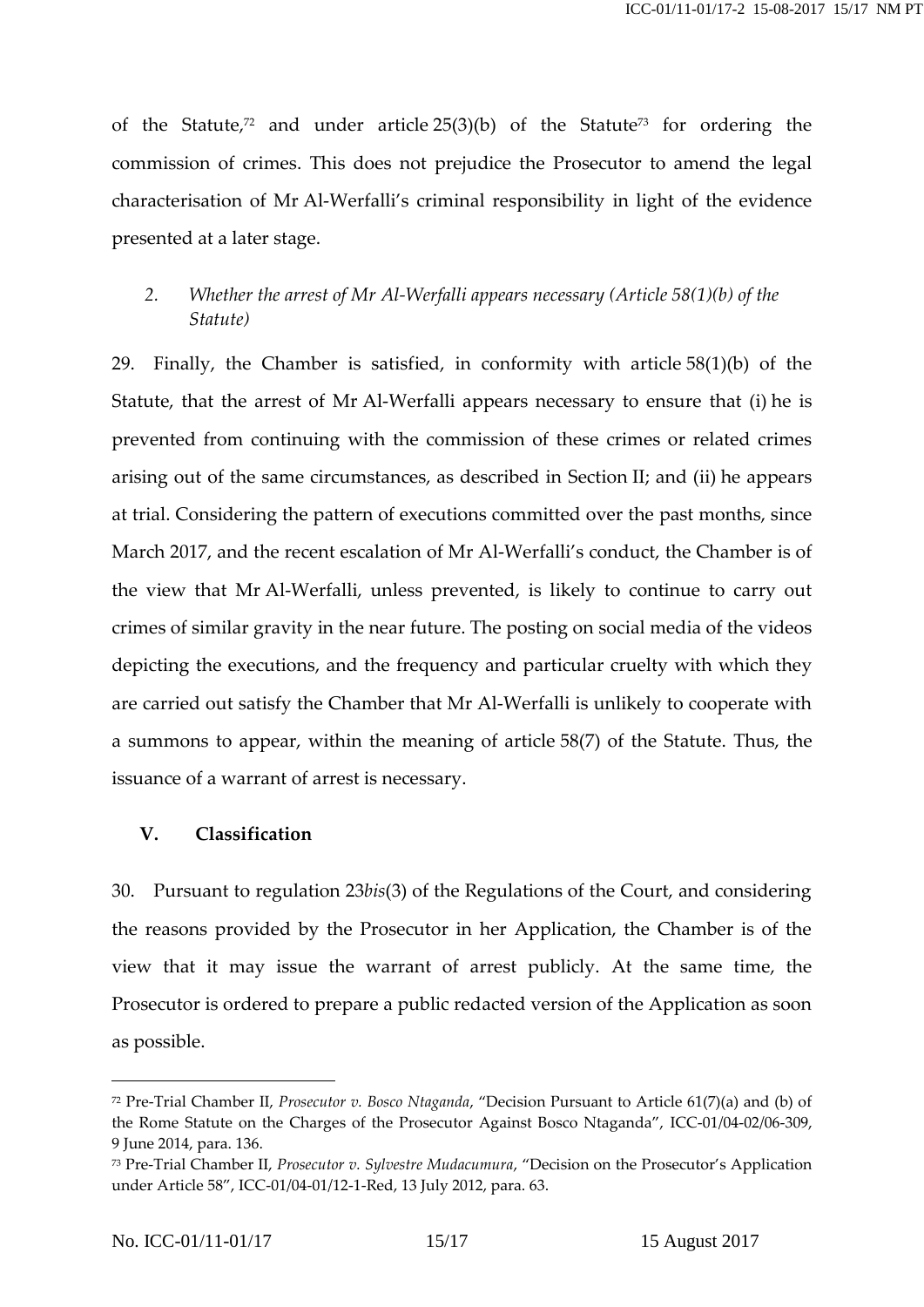of the Statute,[72] and under article 25(3)(b) of the Statute[73] for ordering the commission of crimes. This does not prejudice the Prosecutor to amend the legal characterisation of Mr Al-Werfalli's criminal responsibility in light of the evidence presented at a later stage.

### 2. *Whether the arrest of Mr Al-Werfalli appears necessary (Article 58(1)(b) of the Statute)*

29. Finally, the Chamber is satisfied, in conformity with article 58(1)(b) of the Statute, that the arrest of Mr Al-Werfalli appears necessary to ensure that (i) he is prevented from continuing with the commission of these crimes or related crimes arising out of the same circumstances, as described in Section II; and (ii) he appears at trial. Considering the pattern of executions committed over the past months, since March 2017, and the recent escalation of Mr Al-Werfalli's conduct, the Chamber is of the view that Mr Al-Werfalli, unless prevented, is likely to continue to carry out crimes of similar gravity in the near future. The posting on social media of the videos depicting the executions, and the frequency and particular cruelty with which they are carried out satisfy the Chamber that Mr Al-Werfalli is unlikely to cooperate with a summons to appear, within the meaning of article 58(7) of the Statute. Thus, the issuance of a warrant of arrest is necessary.

## V. Classification

30. Pursuant to regulation 23*bis*(3) of the Regulations of the Court, and considering the reasons provided by the Prosecutor in her Application, the Chamber is of the view that it may issue the warrant of arrest publicly. At the same time, the Prosecutor is ordered to prepare a public redacted version of the Application as soon as possible.

---

[72] Pre-Trial Chamber II, *Prosecutor v. Bosco Ntaganda*, "Decision Pursuant to Article 61(7)(a) and (b) of the Rome Statute on the Charges of the Prosecutor Against Bosco Ntaganda", ICC-01/04-02/06-309, 9 June 2014, para. 136.

[73] Pre-Trial Chamber II, *Prosecutor v. Sylvestre Mudacumura*, "Decision on the Prosecutor's Application under Article 58", ICC-01/04-01/12-1-Red, 13 July 2012, para. 63.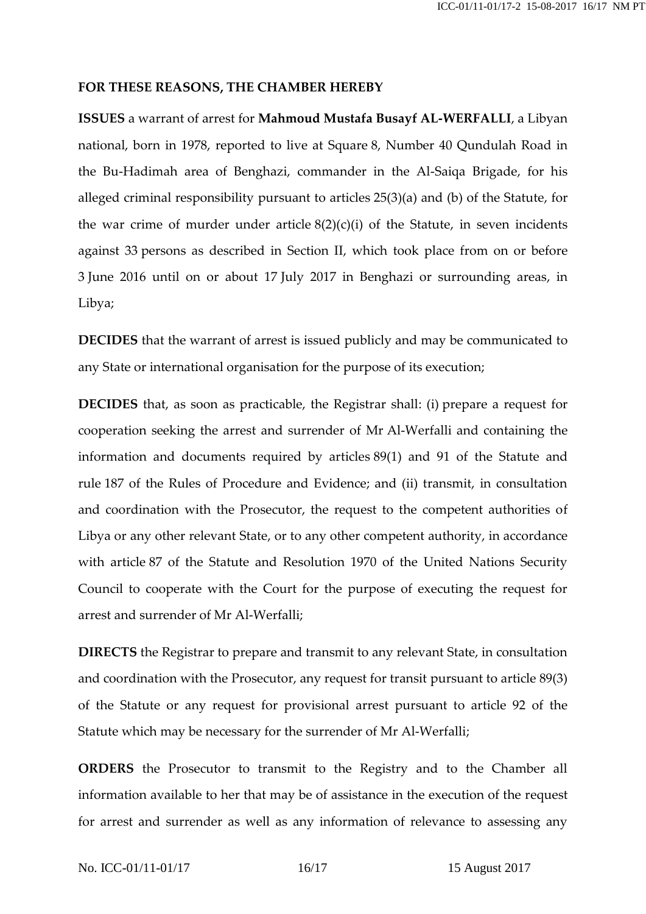**FOR THESE REASONS, THE CHAMBER HEREBY**

**ISSUES** a warrant of arrest for **Mahmoud Mustafa Busayf AL-WERFALLI**, a Libyan national, born in 1978, reported to live at Square 8, Number 40 Qundulah Road in the Bu-Hadimah area of Benghazi, commander in the Al-Saiqa Brigade, for his alleged criminal responsibility pursuant to articles 25(3)(a) and (b) of the Statute, for the war crime of murder under article 8(2)(c)(i) of the Statute, in seven incidents against 33 persons as described in Section II, which took place from on or before 3 June 2016 until on or about 17 July 2017 in Benghazi or surrounding areas, in Libya;

**DECIDES** that the warrant of arrest is issued publicly and may be communicated to any State or international organisation for the purpose of its execution;

**DECIDES** that, as soon as practicable, the Registrar shall: (i) prepare a request for cooperation seeking the arrest and surrender of Mr Al-Werfalli and containing the information and documents required by articles 89(1) and 91 of the Statute and rule 187 of the Rules of Procedure and Evidence; and (ii) transmit, in consultation and coordination with the Prosecutor, the request to the competent authorities of Libya or any other relevant State, or to any other competent authority, in accordance with article 87 of the Statute and Resolution 1970 of the United Nations Security Council to cooperate with the Court for the purpose of executing the request for arrest and surrender of Mr Al-Werfalli;

**DIRECTS** the Registrar to prepare and transmit to any relevant State, in consultation and coordination with the Prosecutor, any request for transit pursuant to article 89(3) of the Statute or any request for provisional arrest pursuant to article 92 of the Statute which may be necessary for the surrender of Mr Al-Werfalli;

**ORDERS** the Prosecutor to transmit to the Registry and to the Chamber all information available to her that may be of assistance in the execution of the request for arrest and surrender as well as any information of relevance to assessing any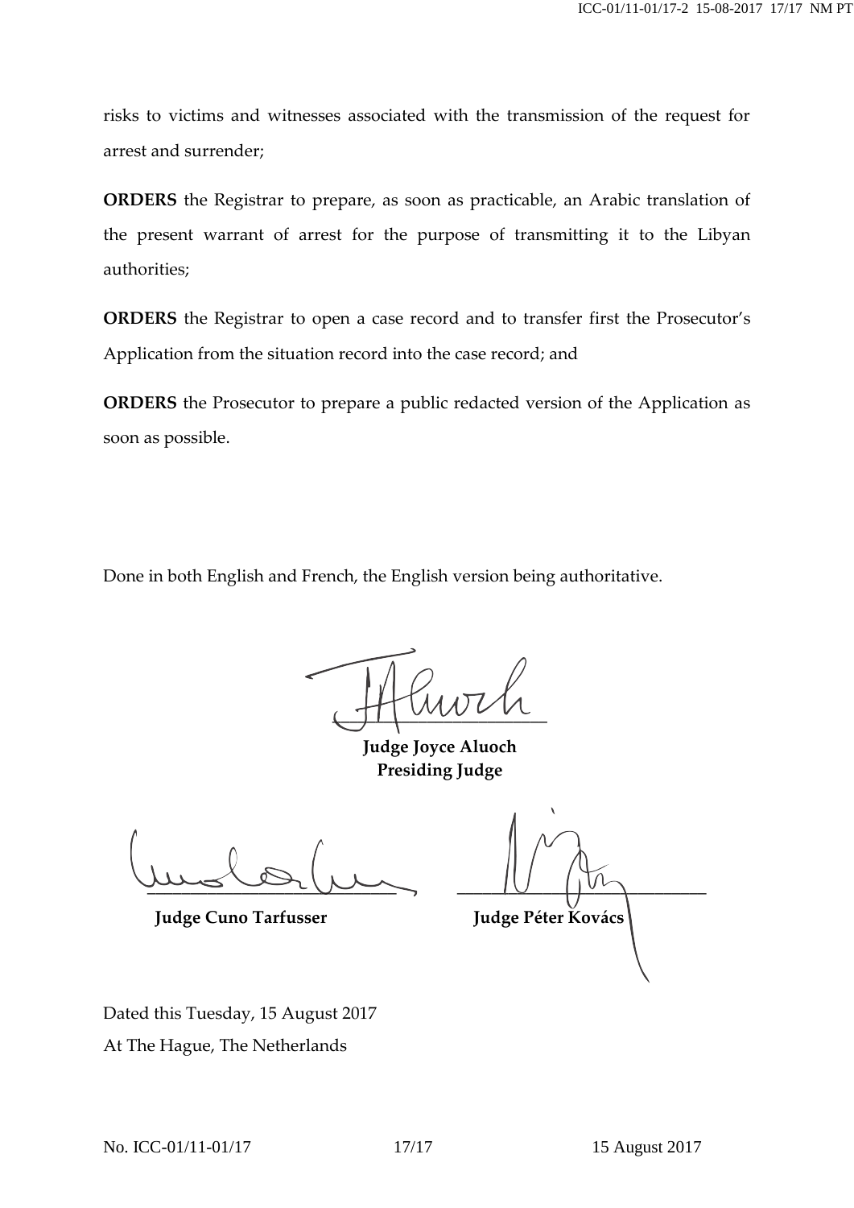risks to victims and witnesses associated with the transmission of the request for arrest and surrender;

**ORDERS** the Registrar to prepare, as soon as practicable, an Arabic translation of the present warrant of arrest for the purpose of transmitting it to the Libyan authorities;

**ORDERS** the Registrar to open a case record and to transfer first the Prosecutor's Application from the situation record into the case record; and

**ORDERS** the Prosecutor to prepare a public redacted version of the Application as soon as possible.

Done in both English and French, the English version being authoritative.

**Judge Joyce Aluoch**
**Presiding Judge**

**Judge Cuno Tarfusser**

**Judge Péter Kovács**

Dated this Tuesday, 15 August 2017

At The Hague, The Netherlands